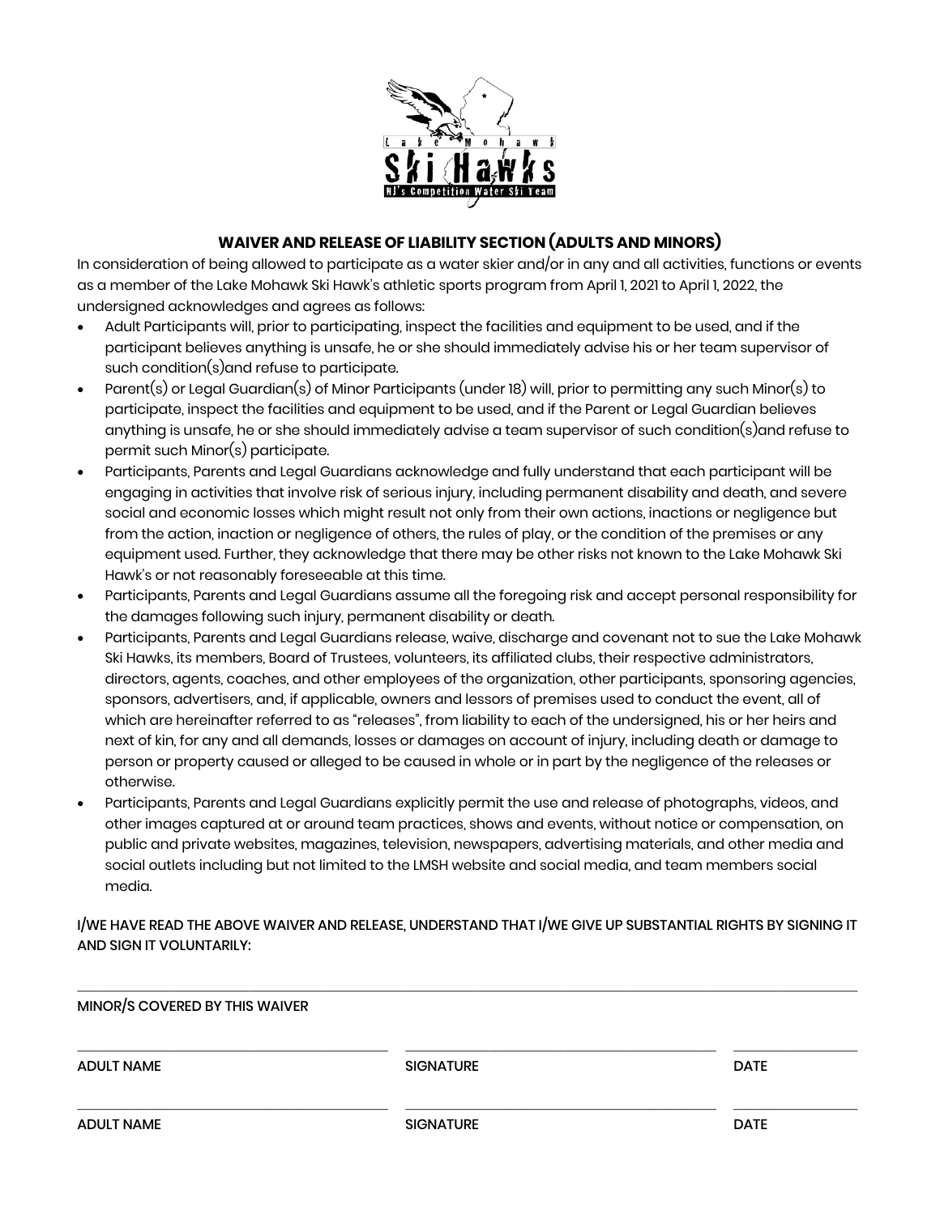## WAIVER AND RELEASE OF LIABILITY SECTION (ADULTS AND MINORS)

In consideration of being allowed to participate as a water skier and/or in any and all activities, functions or events as a member of the Lake Mohawk Ski Hawk's athletic sports program from April 1, 2021 to April 1, 2022, the undersigned acknowledges and agrees as follows:

- Adult Participants will, prior to participating, inspect the facilities and equipment to be used, and if the participant believes anything is unsafe, he or she should immediately advise his or her team supervisor of such condition(s)and refuse to participate.
- Parent(s) or Legal Guardian(s) of Minor Participants (under 18) will, prior to permitting any such Minor(s) to participate, inspect the facilities and equipment to be used, and if the Parent or Legal Guardian believes anything is unsafe, he or she should immediately advise a team supervisor of such condition(s)and refuse to permit such Minor(s) participate.
- Participants, Parents and Legal Guardians acknowledge and fully understand that each participant will be engaging in activities that involve risk of serious injury, including permanent disability and death, and severe social and economic losses which might result not only from their own actions, inactions or negligence but from the action, inaction or negligence of others, the rules of play, or the condition of the premises or any equipment used. Further, they acknowledge that there may be other risks not known to the Lake Mohawk Ski Hawk's or not reasonably foreseeable at this time.
- Participants, Parents and Legal Guardians assume all the foregoing risk and accept personal responsibility for the damages following such injury, permanent disability or death.
- Participants, Parents and Legal Guardians release, waive, discharge and covenant not to sue the Lake Mohawk Ski Hawks, its members, Board of Trustees, volunteers, its affiliated clubs, their respective administrators, directors, agents, coaches, and other employees of the organization, other participants, sponsoring agencies, sponsors, advertisers, and, if applicable, owners and lessors of premises used to conduct the event, all of which are hereinafter referred to as "releases", from liability to each of the undersigned, his or her heirs and next of kin, for any and all demands, losses or damages on account of injury, including death or damage to person or property caused or alleged to be caused in whole or in part by the negligence of the releases or otherwise.
- Participants, Parents and Legal Guardians explicitly permit the use and release of photographs, videos, and other images captured at or around team practices, shows and events, without notice or compensation, on public and private websites, magazines, television, newspapers, advertising materials, and other media and social outlets including but not limited to the LMSH website and social media, and team members social media.

I/WE HAVE READ THE ABOVE WAIVER AND RELEASE, UNDERSTAND THAT I/WE GIVE UP SUBSTANTIAL RIGHTS BY SIGNING IT AND SIGN IT VOLUNTARILY:

\_\_\_\_\_\_\_\_\_\_\_\_\_\_\_\_\_\_\_\_\_\_\_\_\_\_\_\_\_\_\_\_\_\_\_\_\_\_\_\_\_\_\_\_\_\_\_\_\_\_\_\_\_\_\_\_\_\_\_\_

MINOR/S COVERED BY THIS WAIVER

| ADULT NAME | SIGNATURE | DATE |
| --- | --- | --- |
| ADULT NAME | SIGNATURE | DATE |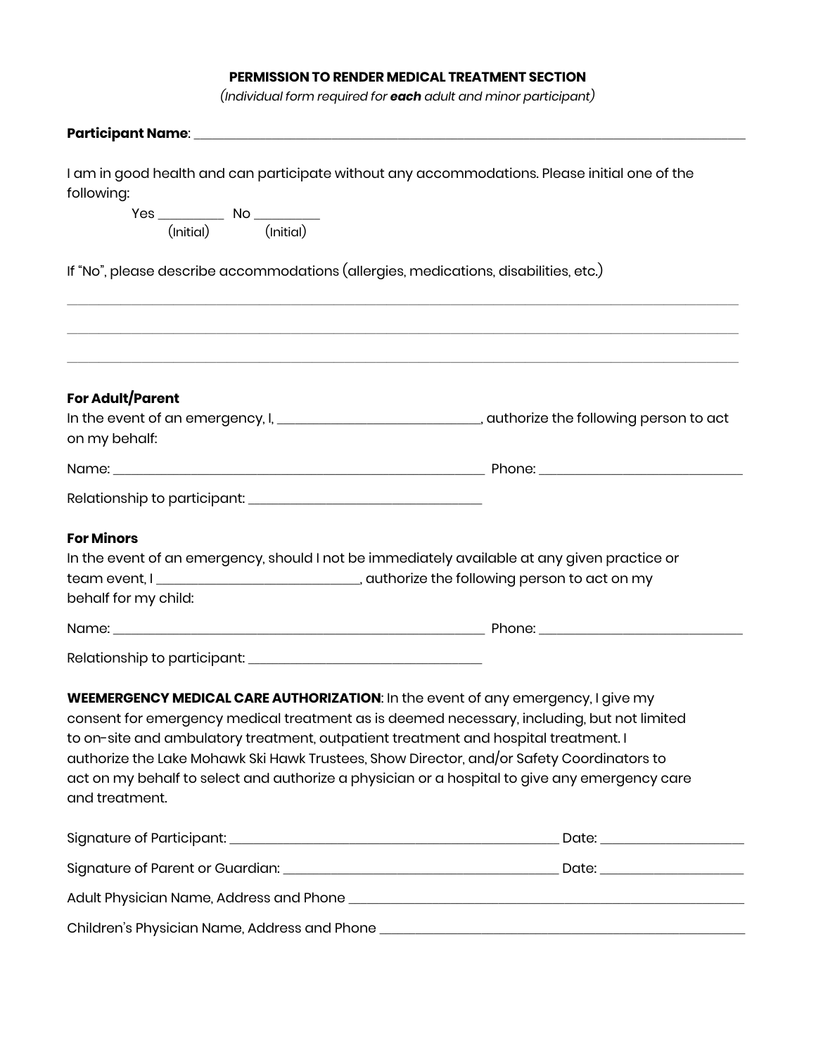## PERMISSION TO RENDER MEDICAL TREATMENT SECTION

*(Individual form required for* ***each*** *adult and minor participant)*

**Participant Name**: ______________________________________________________________

I am in good health and can participate without any accommodations. Please initial one of the following:

Yes _________ No _________
(Initial) (Initial)

If "No", please describe accommodations (allergies, medications, disabilities, etc.)

______________________________________________________________________________

______________________________________________________________________________

______________________________________________________________________________

**For Adult/Parent**

In the event of an emergency, I, ___________________________, authorize the following person to act on my behalf:

Name: ____________________________________________ Phone: _________________________

Relationship to participant: ______________________________

**For Minors**

In the event of an emergency, should I not be immediately available at any given practice or team event, I ___________________________, authorize the following person to act on my behalf for my child:

Name: ____________________________________________ Phone: _________________________

Relationship to participant: ______________________________

**WEEMERGENCY MEDICAL CARE AUTHORIZATION**: In the event of any emergency, I give my consent for emergency medical treatment as is deemed necessary, including, but not limited to on-site and ambulatory treatment, outpatient treatment and hospital treatment. I authorize the Lake Mohawk Ski Hawk Trustees, Show Director, and/or Safety Coordinators to act on my behalf to select and authorize a physician or a hospital to give any emergency care and treatment.

Signature of Participant: ________________________________________ Date: __________________

Signature of Parent or Guardian: __________________________________ Date: __________________

Adult Physician Name, Address and Phone ____________________________________________________

Children's Physician Name, Address and Phone _______________________________________________